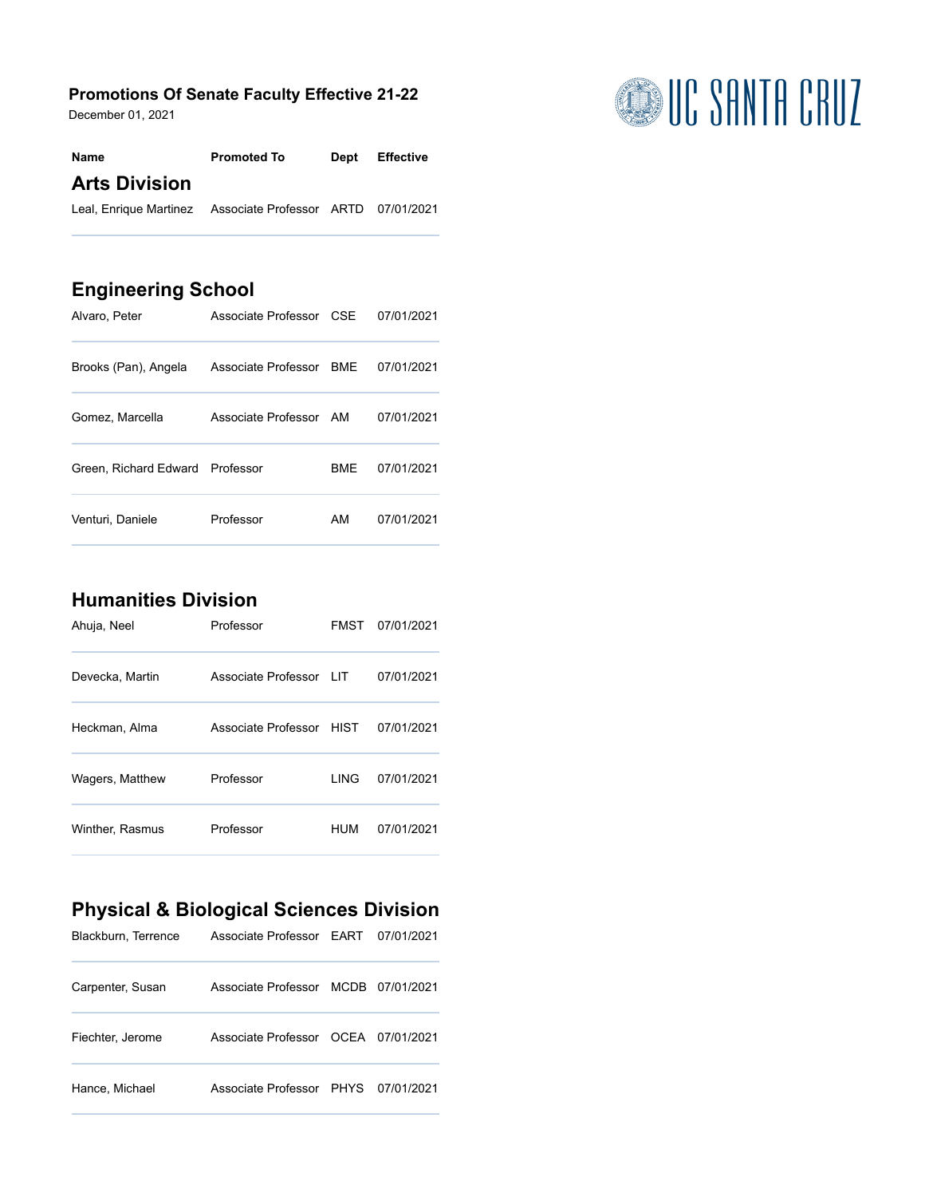# Promotions Of Senate Faculty Effective 21-22

December 01, 2021

UC SANTA CRUZ

| Name | Promoted To | Dept | Effective |
|---|---|---|---|
| **Arts Division** | | | |
| Leal, Enrique Martinez | Associate Professor | ARTD | 07/01/2021 |
| **Engineering School** | | | |
| Alvaro, Peter | Associate Professor | CSE | 07/01/2021 |
| Brooks (Pan), Angela | Associate Professor | BME | 07/01/2021 |
| Gomez, Marcella | Associate Professor | AM | 07/01/2021 |
| Green, Richard Edward | Professor | BME | 07/01/2021 |
| Venturi, Daniele | Professor | AM | 07/01/2021 |
| **Humanities Division** | | | |
| Ahuja, Neel | Professor | FMST | 07/01/2021 |
| Devecka, Martin | Associate Professor | LIT | 07/01/2021 |
| Heckman, Alma | Associate Professor | HIST | 07/01/2021 |
| Wagers, Matthew | Professor | LING | 07/01/2021 |
| Winther, Rasmus | Professor | HUM | 07/01/2021 |
| **Physical & Biological Sciences Division** | | | |
| Blackburn, Terrence | Associate Professor | EART | 07/01/2021 |
| Carpenter, Susan | Associate Professor | MCDB | 07/01/2021 |
| Fiechter, Jerome | Associate Professor | OCEA | 07/01/2021 |
| Hance, Michael | Associate Professor | PHYS | 07/01/2021 |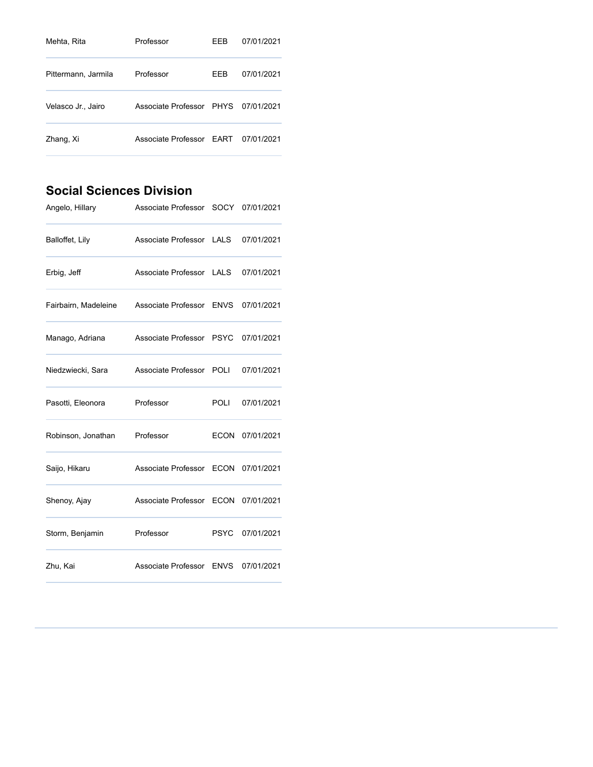| | | | |
|---|---|---|---|
| Mehta, Rita | Professor | EEB | 07/01/2021 |
| Pittermann, Jarmila | Professor | EEB | 07/01/2021 |
| Velasco Jr., Jairo | Associate Professor | PHYS | 07/01/2021 |
| Zhang, Xi | Associate Professor | EART | 07/01/2021 |

## Social Sciences Division

| | | | |
|---|---|---|---|
| Angelo, Hillary | Associate Professor | SOCY | 07/01/2021 |
| Balloffet, Lily | Associate Professor | LALS | 07/01/2021 |
| Erbig, Jeff | Associate Professor | LALS | 07/01/2021 |
| Fairbairn, Madeleine | Associate Professor | ENVS | 07/01/2021 |
| Manago, Adriana | Associate Professor | PSYC | 07/01/2021 |
| Niedzwiecki, Sara | Associate Professor | POLI | 07/01/2021 |
| Pasotti, Eleonora | Professor | POLI | 07/01/2021 |
| Robinson, Jonathan | Professor | ECON | 07/01/2021 |
| Saijo, Hikaru | Associate Professor | ECON | 07/01/2021 |
| Shenoy, Ajay | Associate Professor | ECON | 07/01/2021 |
| Storm, Benjamin | Professor | PSYC | 07/01/2021 |
| Zhu, Kai | Associate Professor | ENVS | 07/01/2021 |